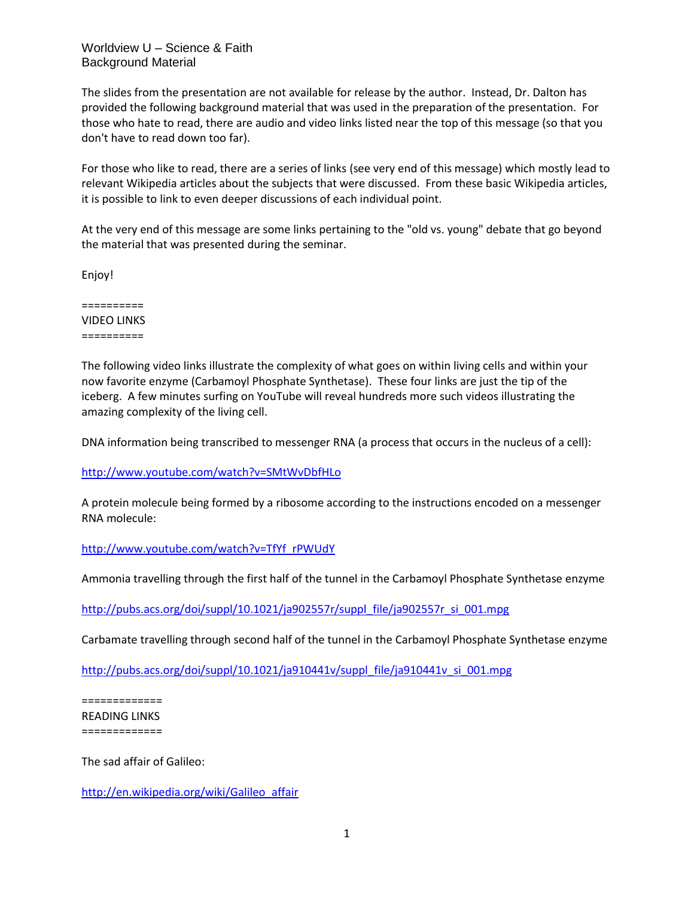Worldview U – Science & Faith
Background Material

The slides from the presentation are not available for release by the author. Instead, Dr. Dalton has provided the following background material that was used in the preparation of the presentation. For those who hate to read, there are audio and video links listed near the top of this message (so that you don't have to read down too far).

For those who like to read, there are a series of links (see very end of this message) which mostly lead to relevant Wikipedia articles about the subjects that were discussed. From these basic Wikipedia articles, it is possible to link to even deeper discussions of each individual point.

At the very end of this message are some links pertaining to the "old vs. young" debate that go beyond the material that was presented during the seminar.

Enjoy!

==========
VIDEO LINKS
==========

The following video links illustrate the complexity of what goes on within living cells and within your now favorite enzyme (Carbamoyl Phosphate Synthetase). These four links are just the tip of the iceberg. A few minutes surfing on YouTube will reveal hundreds more such videos illustrating the amazing complexity of the living cell.

DNA information being transcribed to messenger RNA (a process that occurs in the nucleus of a cell):

http://www.youtube.com/watch?v=SMtWvDbfHLo

A protein molecule being formed by a ribosome according to the instructions encoded on a messenger RNA molecule:

http://www.youtube.com/watch?v=TfYf_rPWUdY

Ammonia travelling through the first half of the tunnel in the Carbamoyl Phosphate Synthetase enzyme

http://pubs.acs.org/doi/suppl/10.1021/ja902557r/suppl_file/ja902557r_si_001.mpg

Carbamate travelling through second half of the tunnel in the Carbamoyl Phosphate Synthetase enzyme

http://pubs.acs.org/doi/suppl/10.1021/ja910441v/suppl_file/ja910441v_si_001.mpg

=============
READING LINKS
=============

The sad affair of Galileo:

http://en.wikipedia.org/wiki/Galileo_affair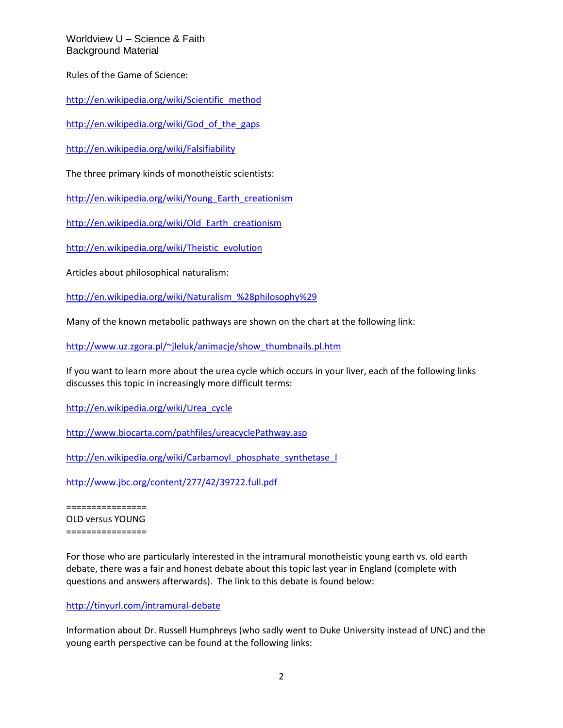Worldview U – Science & Faith
Background Material

Rules of the Game of Science:

http://en.wikipedia.org/wiki/Scientific_method

http://en.wikipedia.org/wiki/God_of_the_gaps

http://en.wikipedia.org/wiki/Falsifiability

The three primary kinds of monotheistic scientists:

http://en.wikipedia.org/wiki/Young_Earth_creationism

http://en.wikipedia.org/wiki/Old_Earth_creationism

http://en.wikipedia.org/wiki/Theistic_evolution

Articles about philosophical naturalism:

http://en.wikipedia.org/wiki/Naturalism_%28philosophy%29

Many of the known metabolic pathways are shown on the chart at the following link:

http://www.uz.zgora.pl/~jleluk/animacje/show_thumbnails.pl.htm

If you want to learn more about the urea cycle which occurs in your liver, each of the following links discusses this topic in increasingly more difficult terms:

http://en.wikipedia.org/wiki/Urea_cycle

http://www.biocarta.com/pathfiles/ureacyclePathway.asp

http://en.wikipedia.org/wiki/Carbamoyl_phosphate_synthetase_I

http://www.jbc.org/content/277/42/39722.full.pdf

================
OLD versus YOUNG
================

For those who are particularly interested in the intramural monotheistic young earth vs. old earth debate, there was a fair and honest debate about this topic last year in England (complete with questions and answers afterwards). The link to this debate is found below:

http://tinyurl.com/intramural-debate

Information about Dr. Russell Humphreys (who sadly went to Duke University instead of UNC) and the young earth perspective can be found at the following links: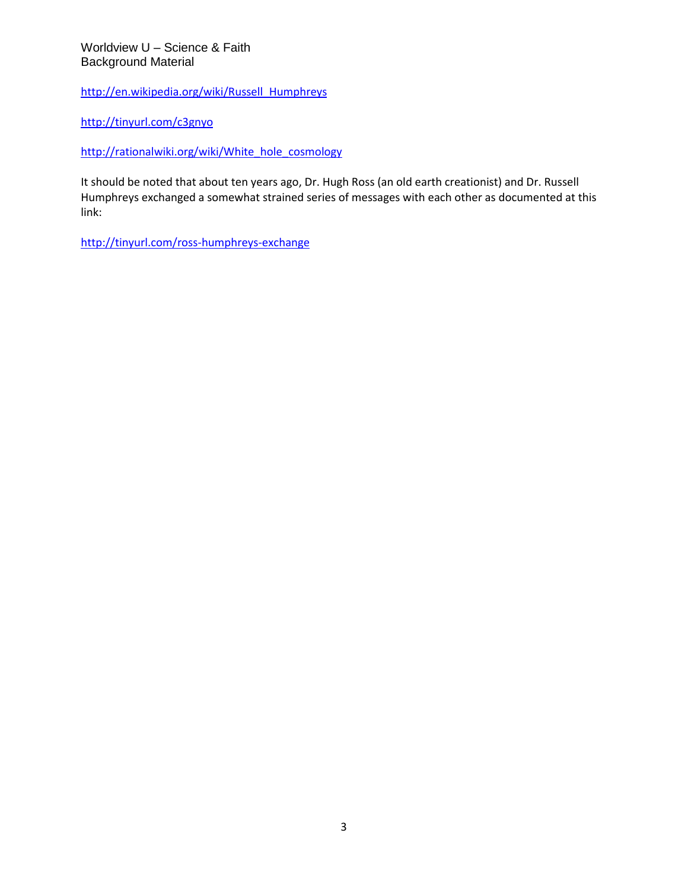http://en.wikipedia.org/wiki/Russell_Humphreys

http://tinyurl.com/c3gnyo

http://rationalwiki.org/wiki/White_hole_cosmology

It should be noted that about ten years ago, Dr. Hugh Ross (an old earth creationist) and Dr. Russell Humphreys exchanged a somewhat strained series of messages with each other as documented at this link:

http://tinyurl.com/ross-humphreys-exchange